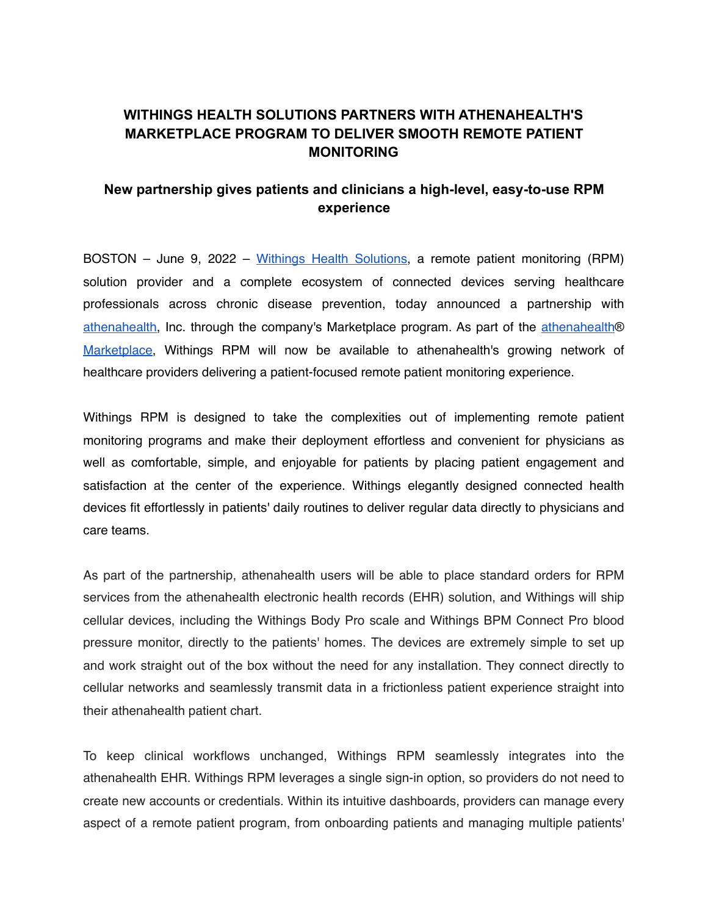# WITHINGS HEALTH SOLUTIONS PARTNERS WITH ATHENAHEALTH'S MARKETPLACE PROGRAM TO DELIVER SMOOTH REMOTE PATIENT MONITORING

## New partnership gives patients and clinicians a high-level, easy-to-use RPM experience

BOSTON – June 9, 2022 – Withings Health Solutions, a remote patient monitoring (RPM) solution provider and a complete ecosystem of connected devices serving healthcare professionals across chronic disease prevention, today announced a partnership with athenahealth, Inc. through the company's Marketplace program. As part of the athenahealth® Marketplace, Withings RPM will now be available to athenahealth's growing network of healthcare providers delivering a patient-focused remote patient monitoring experience.

Withings RPM is designed to take the complexities out of implementing remote patient monitoring programs and make their deployment effortless and convenient for physicians as well as comfortable, simple, and enjoyable for patients by placing patient engagement and satisfaction at the center of the experience. Withings elegantly designed connected health devices fit effortlessly in patients' daily routines to deliver regular data directly to physicians and care teams.

As part of the partnership, athenahealth users will be able to place standard orders for RPM services from the athenahealth electronic health records (EHR) solution, and Withings will ship cellular devices, including the Withings Body Pro scale and Withings BPM Connect Pro blood pressure monitor, directly to the patients' homes. The devices are extremely simple to set up and work straight out of the box without the need for any installation. They connect directly to cellular networks and seamlessly transmit data in a frictionless patient experience straight into their athenahealth patient chart.

To keep clinical workflows unchanged, Withings RPM seamlessly integrates into the athenahealth EHR. Withings RPM leverages a single sign-in option, so providers do not need to create new accounts or credentials. Within its intuitive dashboards, providers can manage every aspect of a remote patient program, from onboarding patients and managing multiple patients'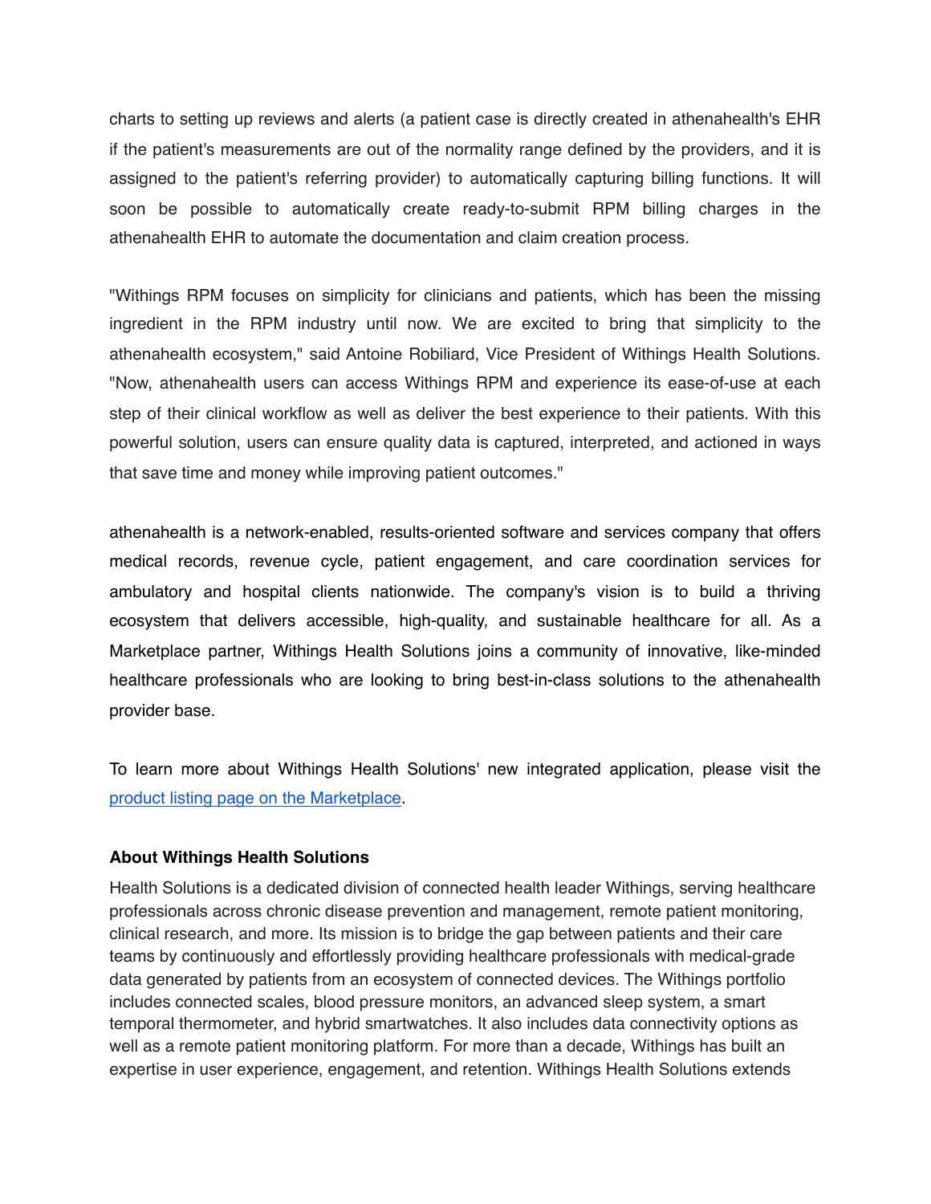charts to setting up reviews and alerts (a patient case is directly created in athenahealth's EHR if the patient's measurements are out of the normality range defined by the providers, and it is assigned to the patient's referring provider) to automatically capturing billing functions. It will soon be possible to automatically create ready-to-submit RPM billing charges in the athenahealth EHR to automate the documentation and claim creation process.

"Withings RPM focuses on simplicity for clinicians and patients, which has been the missing ingredient in the RPM industry until now. We are excited to bring that simplicity to the athenahealth ecosystem," said Antoine Robiliard, Vice President of Withings Health Solutions. "Now, athenahealth users can access Withings RPM and experience its ease-of-use at each step of their clinical workflow as well as deliver the best experience to their patients. With this powerful solution, users can ensure quality data is captured, interpreted, and actioned in ways that save time and money while improving patient outcomes."

athenahealth is a network-enabled, results-oriented software and services company that offers medical records, revenue cycle, patient engagement, and care coordination services for ambulatory and hospital clients nationwide. The company's vision is to build a thriving ecosystem that delivers accessible, high-quality, and sustainable healthcare for all. As a Marketplace partner, Withings Health Solutions joins a community of innovative, like-minded healthcare professionals who are looking to bring best-in-class solutions to the athenahealth provider base.

To learn more about Withings Health Solutions' new integrated application, please visit the product listing page on the Marketplace.

**About Withings Health Solutions**

Health Solutions is a dedicated division of connected health leader Withings, serving healthcare professionals across chronic disease prevention and management, remote patient monitoring, clinical research, and more. Its mission is to bridge the gap between patients and their care teams by continuously and effortlessly providing healthcare professionals with medical-grade data generated by patients from an ecosystem of connected devices. The Withings portfolio includes connected scales, blood pressure monitors, an advanced sleep system, a smart temporal thermometer, and hybrid smartwatches. It also includes data connectivity options as well as a remote patient monitoring platform. For more than a decade, Withings has built an expertise in user experience, engagement, and retention. Withings Health Solutions extends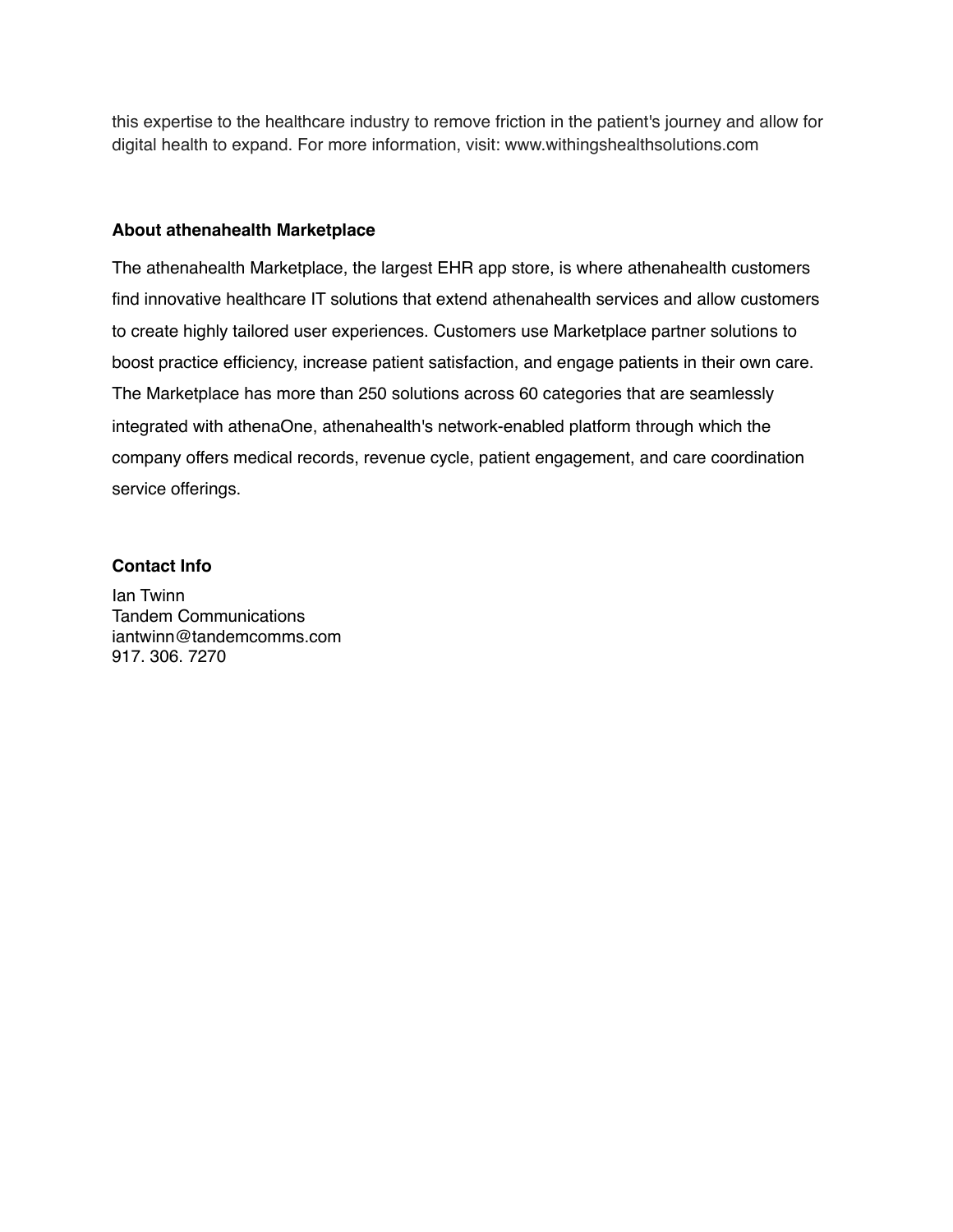this expertise to the healthcare industry to remove friction in the patient's journey and allow for digital health to expand. For more information, visit: www.withingshealthsolutions.com

**About athenahealth Marketplace**

The athenahealth Marketplace, the largest EHR app store, is where athenahealth customers find innovative healthcare IT solutions that extend athenahealth services and allow customers to create highly tailored user experiences. Customers use Marketplace partner solutions to boost practice efficiency, increase patient satisfaction, and engage patients in their own care. The Marketplace has more than 250 solutions across 60 categories that are seamlessly integrated with athenaOne, athenahealth's network-enabled platform through which the company offers medical records, revenue cycle, patient engagement, and care coordination service offerings.

**Contact Info**

Ian Twinn
Tandem Communications
iantwinn@tandemcomms.com
917. 306. 7270